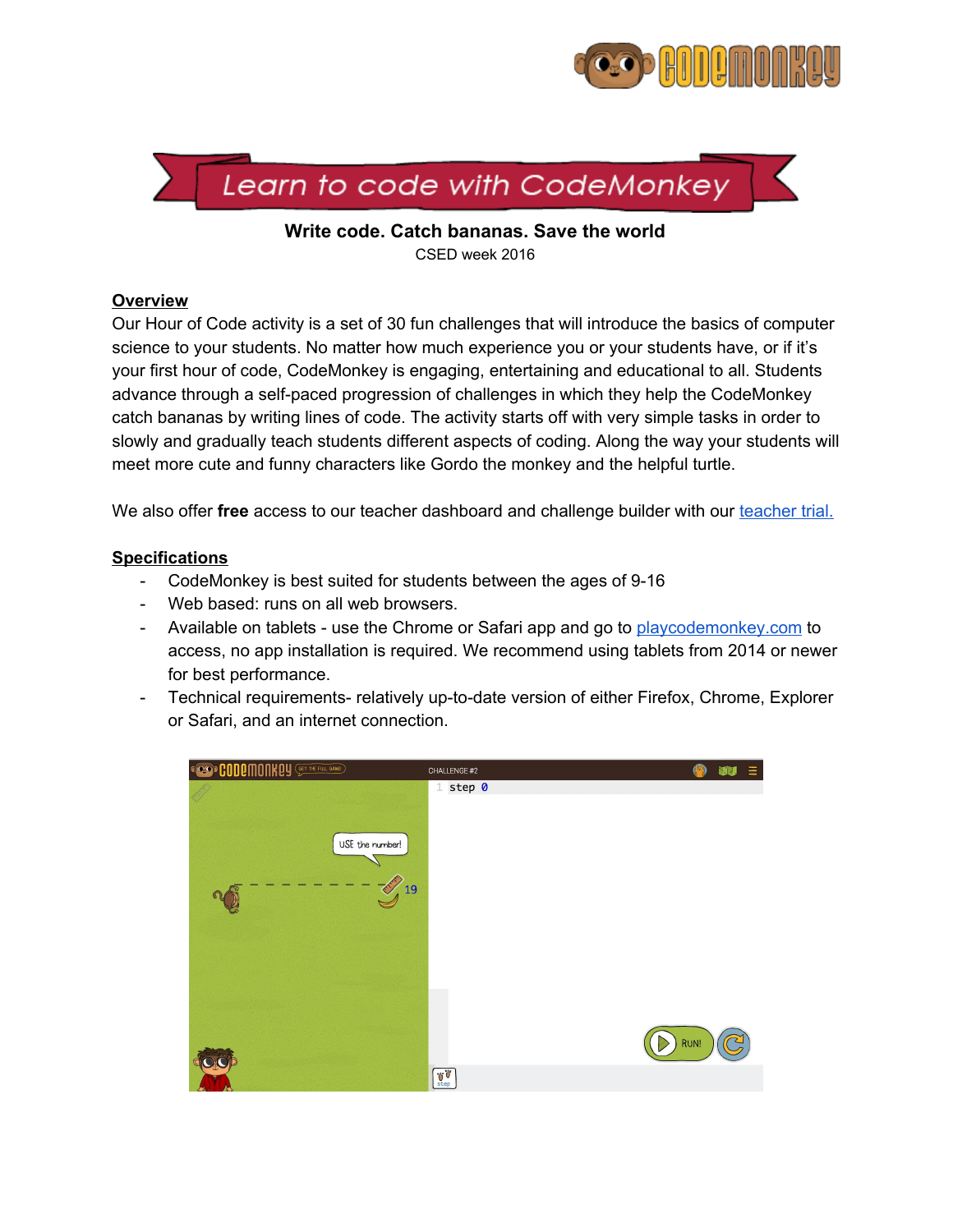# Learn to code with CodeMonkey

**Write code. Catch bananas. Save the world**

CSED week 2016

## Overview

Our Hour of Code activity is a set of 30 fun challenges that will introduce the basics of computer science to your students. No matter how much experience you or your students have, or if it's your first hour of code, CodeMonkey is engaging, entertaining and educational to all. Students advance through a self-paced progression of challenges in which they help the CodeMonkey catch bananas by writing lines of code. The activity starts off with very simple tasks in order to slowly and gradually teach students different aspects of coding. Along the way your students will meet more cute and funny characters like Gordo the monkey and the helpful turtle.

We also offer **free** access to our teacher dashboard and challenge builder with our teacher trial.

## Specifications

- CodeMonkey is best suited for students between the ages of 9-16
- Web based: runs on all web browsers.
- Available on tablets - use the Chrome or Safari app and go to playcodemonkey.com to access, no app installation is required. We recommend using tablets from 2014 or newer for best performance.
- Technical requirements- relatively up-to-date version of either Firefox, Chrome, Explorer or Safari, and an internet connection.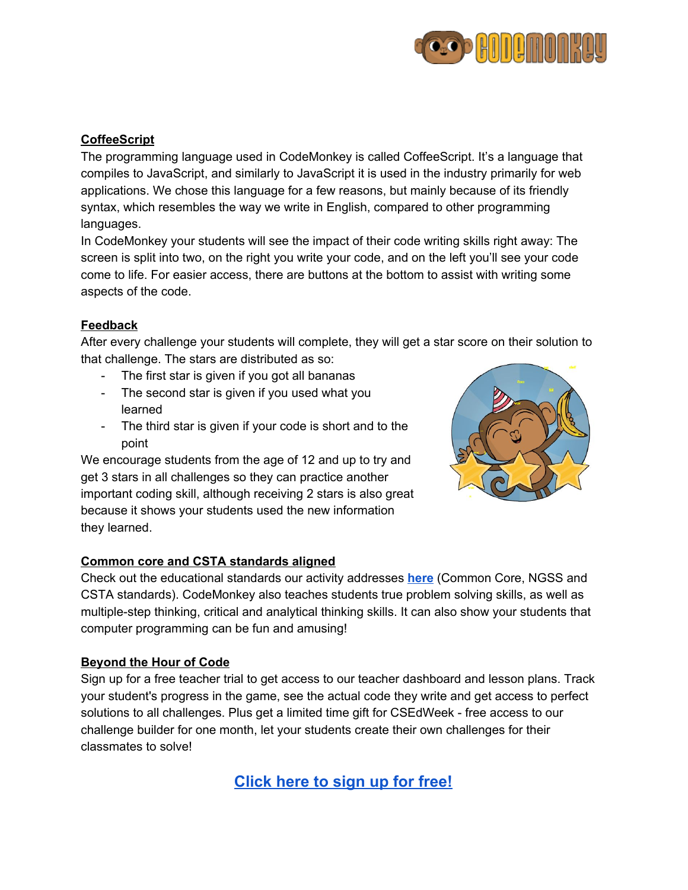## CoffeeScript

The programming language used in CodeMonkey is called CoffeeScript. It's a language that compiles to JavaScript, and similarly to JavaScript it is used in the industry primarily for web applications. We chose this language for a few reasons, but mainly because of its friendly syntax, which resembles the way we write in English, compared to other programming languages.

In CodeMonkey your students will see the impact of their code writing skills right away: The screen is split into two, on the right you write your code, and on the left you'll see your code come to life. For easier access, there are buttons at the bottom to assist with writing some aspects of the code.

## Feedback

After every challenge your students will complete, they will get a star score on their solution to that challenge. The stars are distributed as so:

- The first star is given if you got all bananas
- The second star is given if you used what you learned
- The third star is given if your code is short and to the point

We encourage students from the age of 12 and up to try and get 3 stars in all challenges so they can practice another important coding skill, although receiving 2 stars is also great because it shows your students used the new information they learned.

## Common core and CSTA standards aligned

Check out the educational standards our activity addresses **here** (Common Core, NGSS and CSTA standards). CodeMonkey also teaches students true problem solving skills, as well as multiple-step thinking, critical and analytical thinking skills. It can also show your students that computer programming can be fun and amusing!

## Beyond the Hour of Code

Sign up for a free teacher trial to get access to our teacher dashboard and lesson plans. Track your student's progress in the game, see the actual code they write and get access to perfect solutions to all challenges. Plus get a limited time gift for CSEdWeek - free access to our challenge builder for one month, let your students create their own challenges for their classmates to solve!

**Click here to sign up for free!**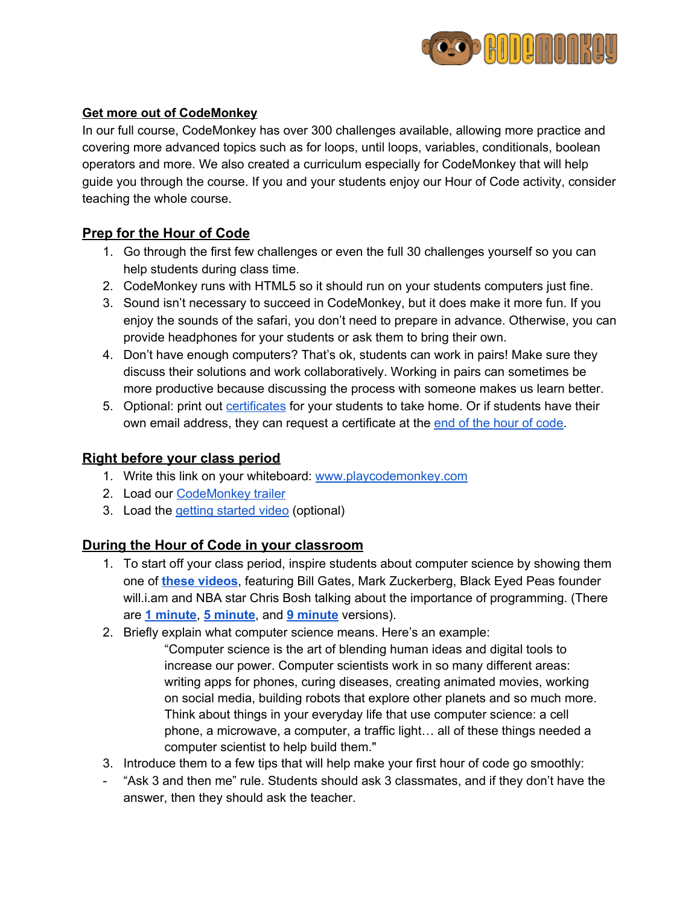## Get more out of CodeMonkey

In our full course, CodeMonkey has over 300 challenges available, allowing more practice and covering more advanced topics such as for loops, until loops, variables, conditionals, boolean operators and more. We also created a curriculum especially for CodeMonkey that will help guide you through the course. If you and your students enjoy our Hour of Code activity, consider teaching the whole course.

## Prep for the Hour of Code

1. Go through the first few challenges or even the full 30 challenges yourself so you can help students during class time.
2. CodeMonkey runs with HTML5 so it should run on your students computers just fine.
3. Sound isn't necessary to succeed in CodeMonkey, but it does make it more fun. If you enjoy the sounds of the safari, you don't need to prepare in advance. Otherwise, you can provide headphones for your students or ask them to bring their own.
4. Don't have enough computers? That's ok, students can work in pairs! Make sure they discuss their solutions and work collaboratively. Working in pairs can sometimes be more productive because discussing the process with someone makes us learn better.
5. Optional: print out certificates for your students to take home. Or if students have their own email address, they can request a certificate at the end of the hour of code.

## Right before your class period

1. Write this link on your whiteboard: www.playcodemonkey.com
2. Load our CodeMonkey trailer
3. Load the getting started video (optional)

## During the Hour of Code in your classroom

1. To start off your class period, inspire students about computer science by showing them one of **these videos**, featuring Bill Gates, Mark Zuckerberg, Black Eyed Peas founder will.i.am and NBA star Chris Bosh talking about the importance of programming. (There are **1 minute**, **5 minute**, and **9 minute** versions).
2. Briefly explain what computer science means. Here's an example:

   "Computer science is the art of blending human ideas and digital tools to increase our power. Computer scientists work in so many different areas: writing apps for phones, curing diseases, creating animated movies, working on social media, building robots that explore other planets and so much more. Think about things in your everyday life that use computer science: a cell phone, a microwave, a computer, a traffic light… all of these things needed a computer scientist to help build them."
3. Introduce them to a few tips that will help make your first hour of code go smoothly:

- "Ask 3 and then me" rule. Students should ask 3 classmates, and if they don't have the answer, then they should ask the teacher.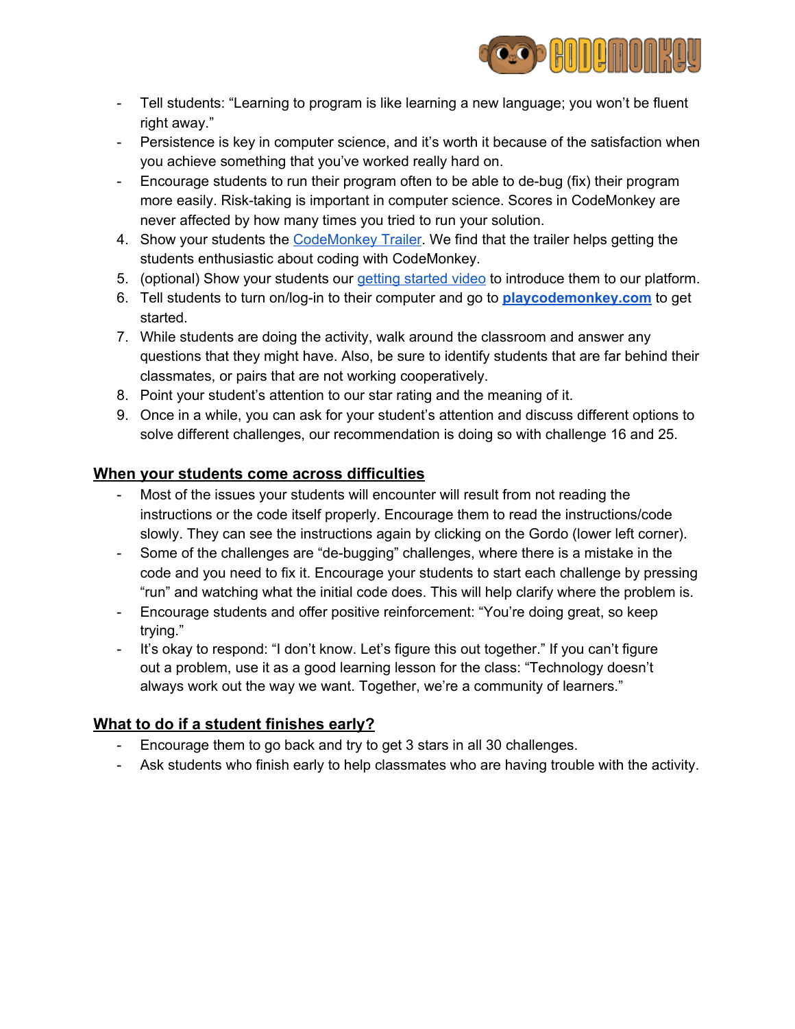- Tell students: “Learning to program is like learning a new language; you won’t be fluent right away.”
- Persistence is key in computer science, and it’s worth it because of the satisfaction when you achieve something that you’ve worked really hard on.
- Encourage students to run their program often to be able to de-bug (fix) their program more easily. Risk-taking is important in computer science. Scores in CodeMonkey are never affected by how many times you tried to run your solution.

4. Show your students the CodeMonkey Trailer. We find that the trailer helps getting the students enthusiastic about coding with CodeMonkey.
5. (optional) Show your students our getting started video to introduce them to our platform.
6. Tell students to turn on/log-in to their computer and go to **playcodemonkey.com** to get started.
7. While students are doing the activity, walk around the classroom and answer any questions that they might have. Also, be sure to identify students that are far behind their classmates, or pairs that are not working cooperatively.
8. Point your student’s attention to our star rating and the meaning of it.
9. Once in a while, you can ask for your student’s attention and discuss different options to solve different challenges, our recommendation is doing so with challenge 16 and 25.

## When your students come across difficulties

- Most of the issues your students will encounter will result from not reading the instructions or the code itself properly. Encourage them to read the instructions/code slowly. They can see the instructions again by clicking on the Gordo (lower left corner).
- Some of the challenges are “de-bugging” challenges, where there is a mistake in the code and you need to fix it. Encourage your students to start each challenge by pressing “run” and watching what the initial code does. This will help clarify where the problem is.
- Encourage students and offer positive reinforcement: “You’re doing great, so keep trying.”
- It’s okay to respond: “I don’t know. Let’s figure this out together.” If you can’t figure out a problem, use it as a good learning lesson for the class: “Technology doesn’t always work out the way we want. Together, we’re a community of learners.”

## What to do if a student finishes early?

- Encourage them to go back and try to get 3 stars in all 30 challenges.
- Ask students who finish early to help classmates who are having trouble with the activity.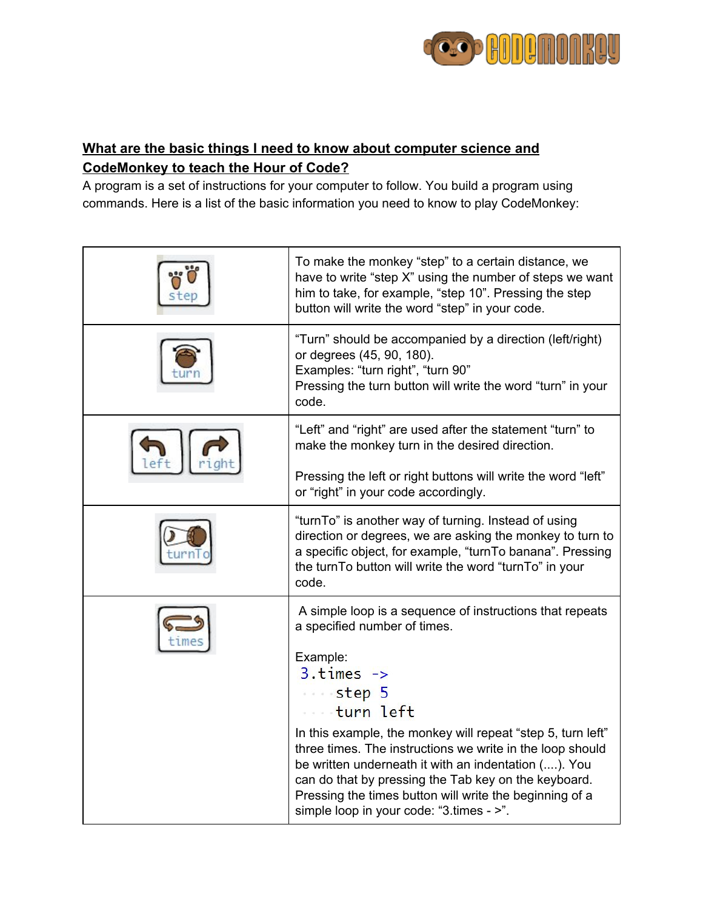## What are the basic things I need to know about computer science and CodeMonkey to teach the Hour of Code?

A program is a set of instructions for your computer to follow. You build a program using commands. Here is a list of the basic information you need to know to play CodeMonkey:

| Button | Description |
|---|---|
| step | To make the monkey “step” to a certain distance, we have to write “step X” using the number of steps we want him to take, for example, “step 10”. Pressing the step button will write the word “step” in your code. |
| turn | “Turn” should be accompanied by a direction (left/right) or degrees (45, 90, 180).<br>Examples: “turn right”, “turn 90”<br>Pressing the turn button will write the word “turn” in your code. |
| left right | “Left” and “right” are used after the statement “turn” to make the monkey turn in the desired direction.<br><br>Pressing the left or right buttons will write the word “left” or “right” in your code accordingly. |
| turnTo | “turnTo” is another way of turning. Instead of using direction or degrees, we are asking the monkey to turn to a specific object, for example, “turnTo banana”. Pressing the turnTo button will write the word “turnTo” in your code. |
| times | A simple loop is a sequence of instructions that repeats a specified number of times.<br><br>Example:<br>`3.times ->`<br>`....step 5`<br>`....turn left`<br>In this example, the monkey will repeat “step 5, turn left” three times. The instructions we write in the loop should be written underneath it with an indentation (....). You can do that by pressing the Tab key on the keyboard. Pressing the times button will write the beginning of a simple loop in your code: “3.times - >”. |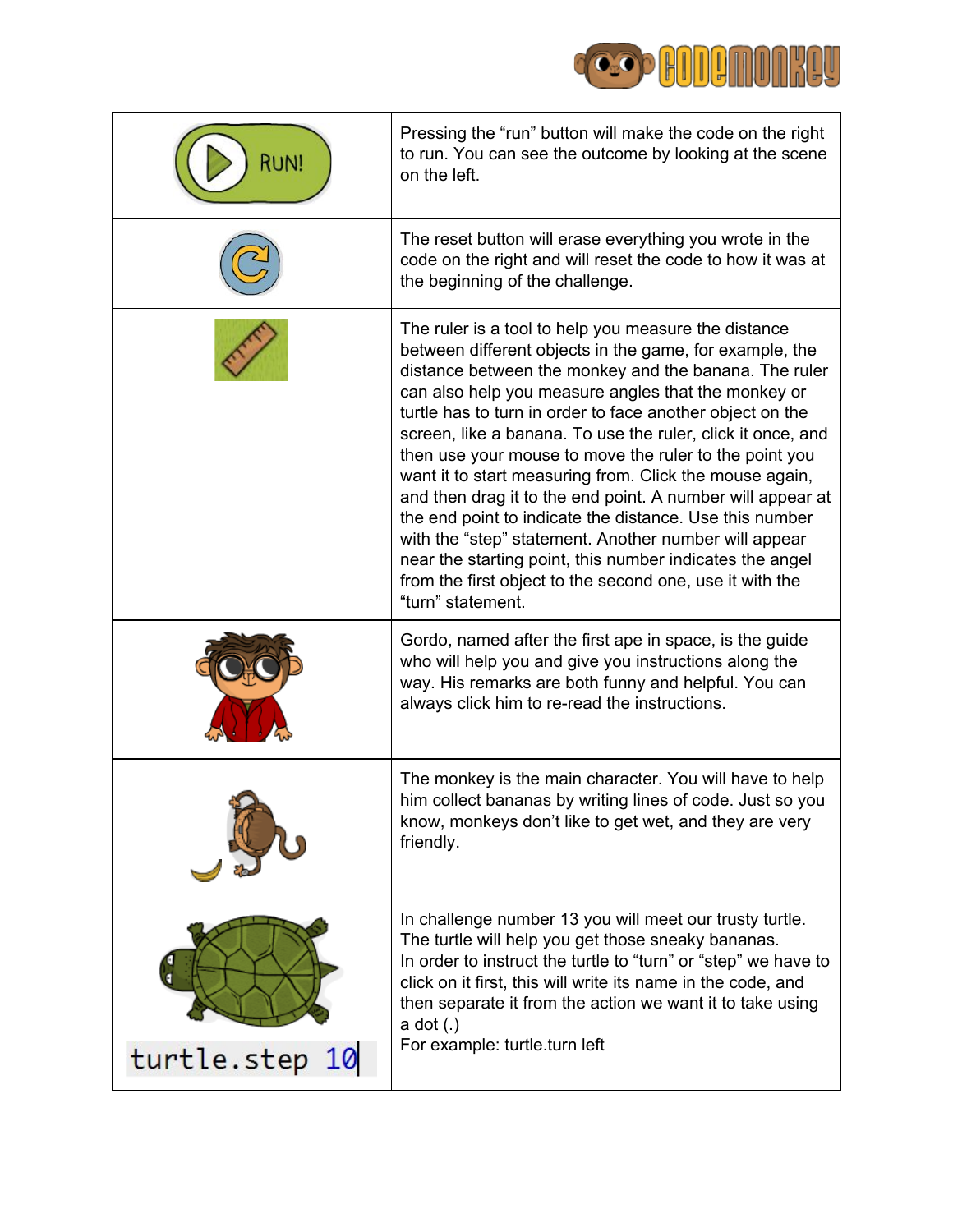| | |
|---|---|
| RUN! | Pressing the "run" button will make the code on the right to run. You can see the outcome by looking at the scene on the left. |
| | The reset button will erase everything you wrote in the code on the right and will reset the code to how it was at the beginning of the challenge. |
| | The ruler is a tool to help you measure the distance between different objects in the game, for example, the distance between the monkey and the banana. The ruler can also help you measure angles that the monkey or turtle has to turn in order to face another object on the screen, like a banana. To use the ruler, click it once, and then use your mouse to move the ruler to the point you want it to start measuring from. Click the mouse again, and then drag it to the end point. A number will appear at the end point to indicate the distance. Use this number with the "step" statement. Another number will appear near the starting point, this number indicates the angel from the first object to the second one, use it with the "turn" statement. |
| | Gordo, named after the first ape in space, is the guide who will help you and give you instructions along the way. His remarks are both funny and helpful. You can always click him to re-read the instructions. |
| | The monkey is the main character. You will have to help him collect bananas by writing lines of code. Just so you know, monkeys don't like to get wet, and they are very friendly. |
| `turtle.step 10` | In challenge number 13 you will meet our trusty turtle. The turtle will help you get those sneaky bananas. In order to instruct the turtle to "turn" or "step" we have to click on it first, this will write its name in the code, and then separate it from the action we want it to take using a dot (.) For example: turtle.turn left |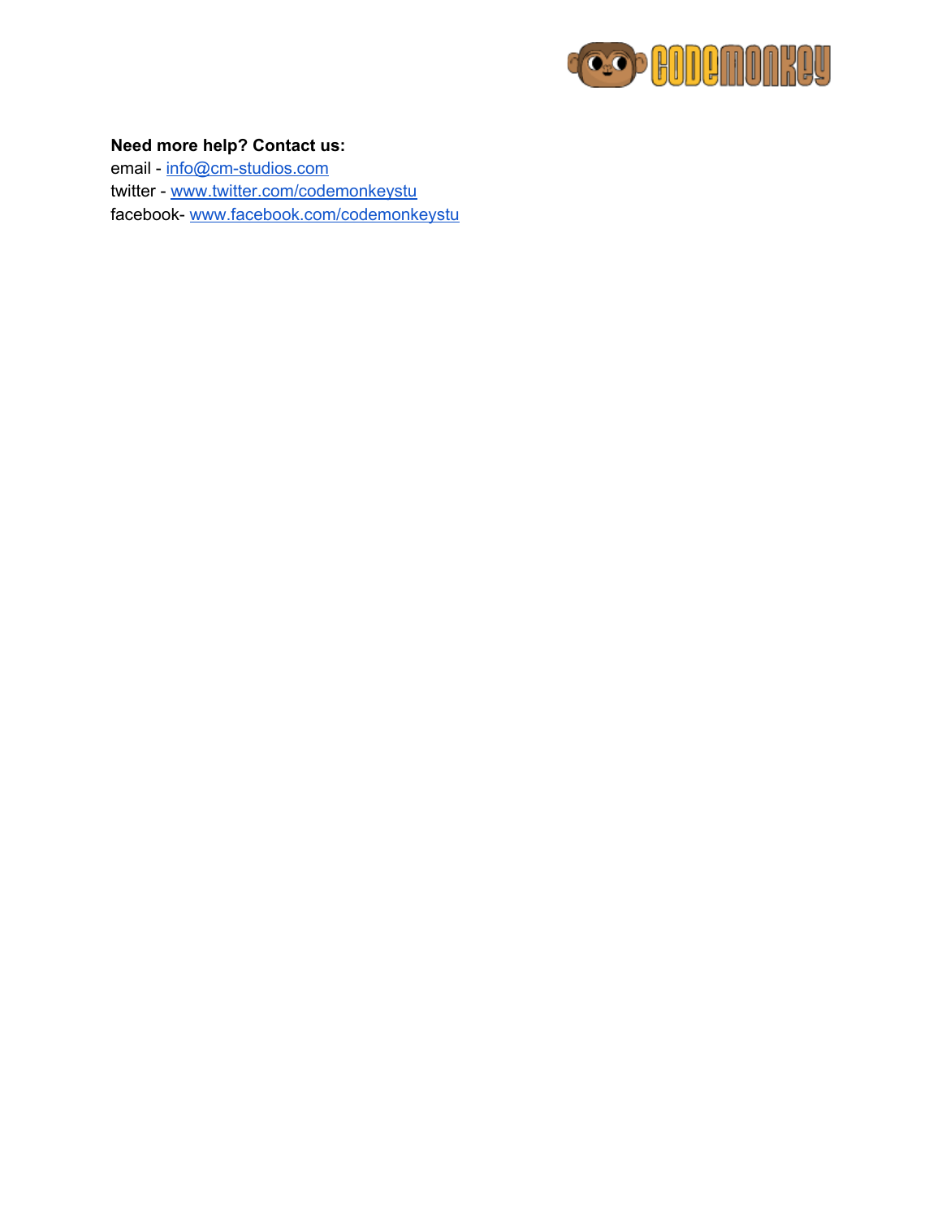**Need more help? Contact us:**
email - info@cm-studios.com
twitter - www.twitter.com/codemonkeystu
facebook- www.facebook.com/codemonkeystu